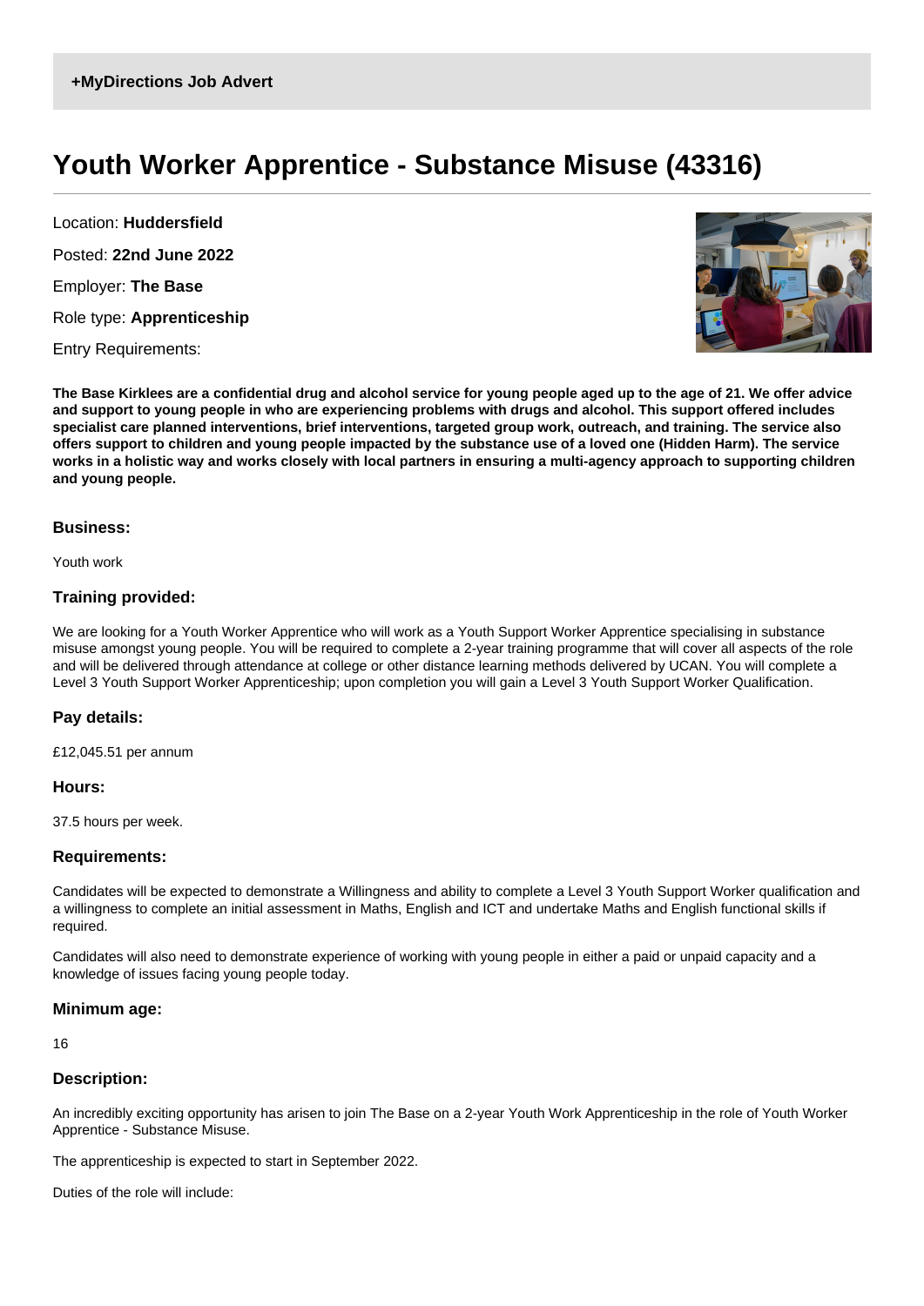+MyDirections Job Advert

# Youth Worker Apprentice - Substance Misuse (43316)

Location: **Huddersfield**

Posted: **22nd June 2022**

Employer: **The Base**

Role type: **Apprenticeship**

Entry Requirements:

**The Base Kirklees are a confidential drug and alcohol service for young people aged up to the age of 21. We offer advice and support to young people in who are experiencing problems with drugs and alcohol. This support offered includes specialist care planned interventions, brief interventions, targeted group work, outreach, and training. The service also offers support to children and young people impacted by the substance use of a loved one (Hidden Harm). The service works in a holistic way and works closely with local partners in ensuring a multi-agency approach to supporting children and young people.**

### Business:

Youth work

### Training provided:

We are looking for a Youth Worker Apprentice who will work as a Youth Support Worker Apprentice specialising in substance misuse amongst young people. You will be required to complete a 2-year training programme that will cover all aspects of the role and will be delivered through attendance at college or other distance learning methods delivered by UCAN. You will complete a Level 3 Youth Support Worker Apprenticeship; upon completion you will gain a Level 3 Youth Support Worker Qualification.

### Pay details:

£12,045.51 per annum

### Hours:

37.5 hours per week.

### Requirements:

Candidates will be expected to demonstrate a Willingness and ability to complete a Level 3 Youth Support Worker qualification and a willingness to complete an initial assessment in Maths, English and ICT and undertake Maths and English functional skills if required.

Candidates will also need to demonstrate experience of working with young people in either a paid or unpaid capacity and a knowledge of issues facing young people today.

### Minimum age:

16

### Description:

An incredibly exciting opportunity has arisen to join The Base on a 2-year Youth Work Apprenticeship in the role of Youth Worker Apprentice - Substance Misuse.

The apprenticeship is expected to start in September 2022.

Duties of the role will include: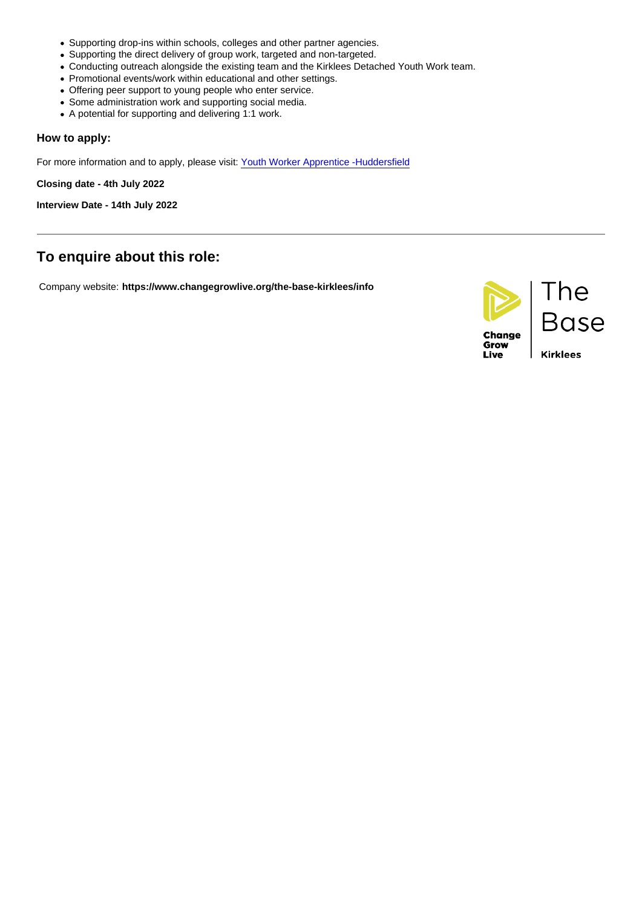- Supporting drop-ins within schools, colleges and other partner agencies.
- Supporting the direct delivery of group work, targeted and non-targeted.
- Conducting outreach alongside the existing team and the Kirklees Detached Youth Work team.
- Promotional events/work within educational and other settings.
- Offering peer support to young people who enter service.
- Some administration work and supporting social media.
- A potential for supporting and delivering 1:1 work.

### How to apply:

For more information and to apply, please visit: Youth Worker Apprentice -Huddersfield

**Closing date - 4th July 2022**

**Interview Date - 14th July 2022**

---

## To enquire about this role:

Company website: **https://www.changegrowlive.org/the-base-kirklees/info**

Change Grow Live | The Base Kirklees